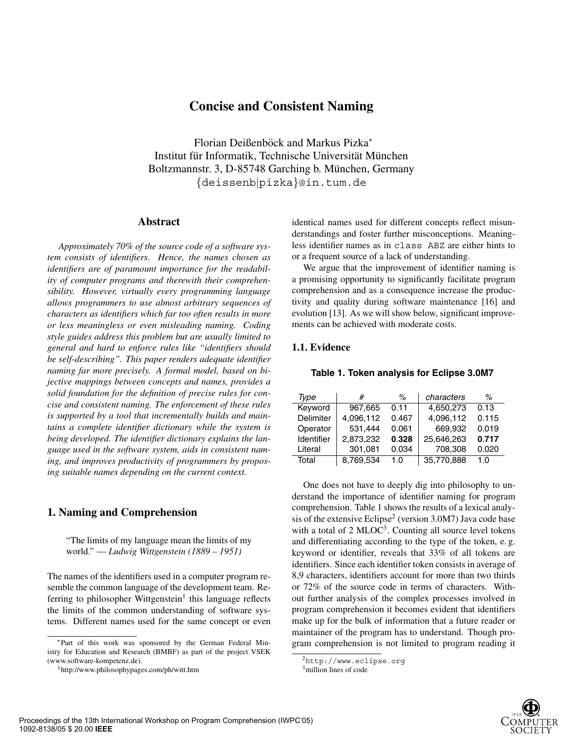# Concise and Consistent Naming

Florian Deißenböck and Markus Pizka*
Institut für Informatik, Technische Universität München
Boltzmannstr. 3, D-85748 Garching b. München, Germany
{deissenb|pizka}@in.tum.de

## Abstract

*Approximately 70% of the source code of a software system consists of identifiers. Hence, the names chosen as identifiers are of paramount importance for the readability of computer programs and therewith their comprehensibility. However, virtually every programming language allows programmers to use almost arbitrary sequences of characters as identifiers which far too often results in more or less meaningless or even misleading naming. Coding style guides address this problem but are usually limited to general and hard to enforce rules like "identifiers should be self-describing". This paper renders adequate identifier naming far more precisely. A formal model, based on bijective mappings between concepts and names, provides a solid foundation for the definition of precise rules for concise and consistent naming. The enforcement of these rules is supported by a tool that incrementally builds and maintains a complete identifier dictionary while the system is being developed. The identifier dictionary explains the language used in the software system, aids in consistent naming, and improves productivity of programmers by proposing suitable names depending on the current context.*

## 1. Naming and Comprehension

> "The limits of my language mean the limits of my world." — *Ludwig Wittgenstein (1889 – 1951)*

The names of the identifiers used in a computer program resemble the common language of the development team. Referring to philosopher Wittgenstein[1] this language reflects the limits of the common understanding of software systems. Different names used for the same concept or even identical names used for different concepts reflect misunderstandings and foster further misconceptions. Meaningless identifier names as in `class ABZ` are either hints to or a frequent source of a lack of understanding.

We argue that the improvement of identifier naming is a promising opportunity to significantly facilitate program comprehension and as a consequence increase the productivity and quality during software maintenance [16] and evolution [13]. As we will show below, significant improvements can be achieved with moderate costs.

### 1.1. Evidence

**Table 1. Token analysis for Eclipse 3.0M7**

| *Type* | *#* | *%* | *characters* | *%* |
|---|---|---|---|---|
| Keyword | 967,665 | 0.11 | 4,650,273 | 0.13 |
| Delimiter | 4,096,112 | 0.467 | 4,096,112 | 0.115 |
| Operator | 531,444 | 0.061 | 669,932 | 0.019 |
| Identifier | 2,873,232 | **0.328** | 25,646,263 | **0.717** |
| Literal | 301,081 | 0.034 | 708,308 | 0.020 |
| Total | 8,769,534 | 1.0 | 35,770,888 | 1.0 |

One does not have to deeply dig into philosophy to understand the importance of identifier naming for program comprehension. Table 1 shows the results of a lexical analysis of the extensive Eclipse[2] (version 3.0M7) Java code base with a total of 2 MLOC[3]. Counting all source level tokens and differentiating according to the type of the token, e. g. keyword or identifier, reveals that 33% of all tokens are identifiers. Since each identifier token consists in average of 8,9 characters, identifiers account for more than two thirds or 72% of the source code in terms of characters. Without further analysis of the complex processes involved in program comprehension it becomes evident that identifiers make up for the bulk of information that a future reader or maintainer of the program has to understand. Though program comprehension is not limited to program reading it

---

*Part of this work was sponsored by the German Federal Ministry for Education and Research (BMBF) as part of the project VSEK (www.software-kompetenz.de).

[1] http://www.philosophypages.com/ph/witt.htm

[2] `http://www.eclipse.org`

[3] million lines of code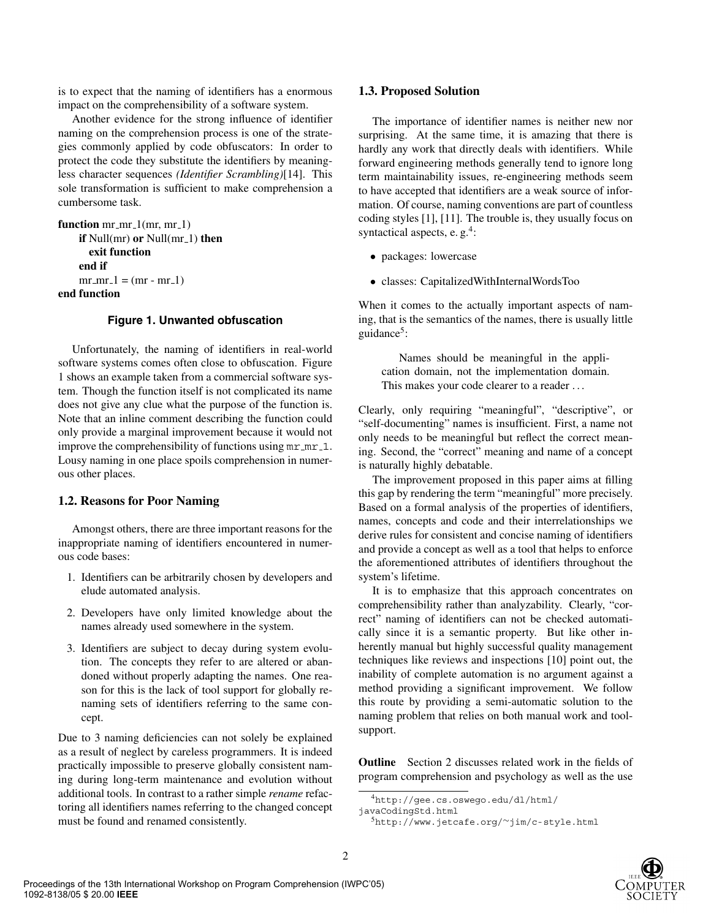is to expect that the naming of identifiers has a enormous impact on the comprehensibility of a software system.

Another evidence for the strong influence of identifier naming on the comprehension process is one of the strategies commonly applied by code obfuscators: In order to protect the code they substitute the identifiers by meaningless character sequences *(Identifier Scrambling)*[14]. This sole transformation is sufficient to make comprehension a cumbersome task.

```
function mr_mr_1(mr, mr_1)
    if Null(mr) or Null(mr_1) then
        exit function
    end if
    mr_mr_1 = (mr - mr_1)
end function
```

**Figure 1. Unwanted obfuscation**

Unfortunately, the naming of identifiers in real-world software systems comes often close to obfuscation. Figure 1 shows an example taken from a commercial software system. Though the function itself is not complicated its name does not give any clue what the purpose of the function is. Note that an inline comment describing the function could only provide a marginal improvement because it would not improve the comprehensibility of functions using `mr_mr_1`. Lousy naming in one place spoils comprehension in numerous other places.

### 1.2. Reasons for Poor Naming

Amongst others, there are three important reasons for the inappropriate naming of identifiers encountered in numerous code bases:

1. Identifiers can be arbitrarily chosen by developers and elude automated analysis.
2. Developers have only limited knowledge about the names already used somewhere in the system.
3. Identifiers are subject to decay during system evolution. The concepts they refer to are altered or abandoned without properly adapting the names. One reason for this is the lack of tool support for globally renaming sets of identifiers referring to the same concept.

Due to 3 naming deficiencies can not solely be explained as a result of neglect by careless programmers. It is indeed practically impossible to preserve globally consistent naming during long-term maintenance and evolution without additional tools. In contrast to a rather simple *rename* refactoring all identifiers names referring to the changed concept must be found and renamed consistently.

### 1.3. Proposed Solution

The importance of identifier names is neither new nor surprising. At the same time, it is amazing that there is hardly any work that directly deals with identifiers. While forward engineering methods generally tend to ignore long term maintainability issues, re-engineering methods seem to have accepted that identifiers are a weak source of information. Of course, naming conventions are part of countless coding styles [1], [11]. The trouble is, they usually focus on syntactical aspects, e. g.[4]:

- packages: lowercase
- classes: CapitalizedWithInternalWordsToo

When it comes to the actually important aspects of naming, that is the semantics of the names, there is usually little guidance[5]:

> Names should be meaningful in the application domain, not the implementation domain. This makes your code clearer to a reader ...

Clearly, only requiring "meaningful", "descriptive", or "self-documenting" names is insufficient. First, a name not only needs to be meaningful but reflect the correct meaning. Second, the "correct" meaning and name of a concept is naturally highly debatable.

The improvement proposed in this paper aims at filling this gap by rendering the term "meaningful" more precisely. Based on a formal analysis of the properties of identifiers, names, concepts and code and their interrelationships we derive rules for consistent and concise naming of identifiers and provide a concept as well as a tool that helps to enforce the aforementioned attributes of identifiers throughout the system's lifetime.

It is to emphasize that this approach concentrates on comprehensibility rather than analyzability. Clearly, "correct" naming of identifiers can not be checked automatically since it is a semantic property. But like other inherently manual but highly successful quality management techniques like reviews and inspections [10] point out, the inability of complete automation is no argument against a method providing a significant improvement. We follow this route by providing a semi-automatic solution to the naming problem that relies on both manual work and tool-support.

**Outline** Section 2 discusses related work in the fields of program comprehension and psychology as well as the use

[4] http://gee.cs.oswego.edu/dl/html/javaCodingStd.html

[5] http://www.jetcafe.org/~jim/c-style.html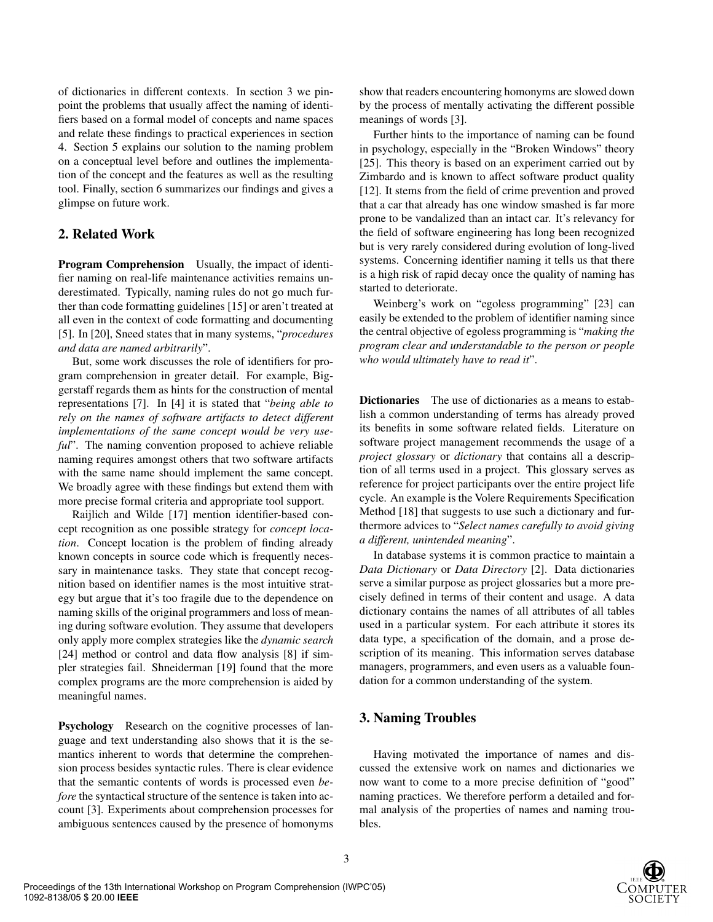of dictionaries in different contexts. In section 3 we pinpoint the problems that usually affect the naming of identifiers based on a formal model of concepts and name spaces and relate these findings to practical experiences in section 4. Section 5 explains our solution to the naming problem on a conceptual level before and outlines the implementation of the concept and the features as well as the resulting tool. Finally, section 6 summarizes our findings and gives a glimpse on future work.

## 2. Related Work

**Program Comprehension** Usually, the impact of identifier naming on real-life maintenance activities remains underestimated. Typically, naming rules do not go much further than code formatting guidelines [15] or aren't treated at all even in the context of code formatting and documenting [5]. In [20], Sneed states that in many systems, "*procedures and data are named arbitrarily*".

But, some work discusses the role of identifiers for program comprehension in greater detail. For example, Biggerstaff regards them as hints for the construction of mental representations [7]. In [4] it is stated that "*being able to rely on the names of software artifacts to detect different implementations of the same concept would be very useful*". The naming convention proposed to achieve reliable naming requires amongst others that two software artifacts with the same name should implement the same concept. We broadly agree with these findings but extend them with more precise formal criteria and appropriate tool support.

Raijlich and Wilde [17] mention identifier-based concept recognition as one possible strategy for *concept location*. Concept location is the problem of finding already known concepts in source code which is frequently necessary in maintenance tasks. They state that concept recognition based on identifier names is the most intuitive strategy but argue that it's too fragile due to the dependence on naming skills of the original programmers and loss of meaning during software evolution. They assume that developers only apply more complex strategies like the *dynamic search* [24] method or control and data flow analysis [8] if simpler strategies fail. Shneiderman [19] found that the more complex programs are the more comprehension is aided by meaningful names.

**Psychology** Research on the cognitive processes of language and text understanding also shows that it is the semantics inherent to words that determine the comprehension process besides syntactic rules. There is clear evidence that the semantic contents of words is processed even *before* the syntactical structure of the sentence is taken into account [3]. Experiments about comprehension processes for ambiguous sentences caused by the presence of homonyms show that readers encountering homonyms are slowed down by the process of mentally activating the different possible meanings of words [3].

Further hints to the importance of naming can be found in psychology, especially in the "Broken Windows" theory [25]. This theory is based on an experiment carried out by Zimbardo and is known to affect software product quality [12]. It stems from the field of crime prevention and proved that a car that already has one window smashed is far more prone to be vandalized than an intact car. It's relevancy for the field of software engineering has long been recognized but is very rarely considered during evolution of long-lived systems. Concerning identifier naming it tells us that there is a high risk of rapid decay once the quality of naming has started to deteriorate.

Weinberg's work on "egoless programming" [23] can easily be extended to the problem of identifier naming since the central objective of egoless programming is "*making the program clear and understandable to the person or people who would ultimately have to read it*".

**Dictionaries** The use of dictionaries as a means to establish a common understanding of terms has already proved its benefits in some software related fields. Literature on software project management recommends the usage of a *project glossary* or *dictionary* that contains all a description of all terms used in a project. This glossary serves as reference for project participants over the entire project life cycle. An example is the Volere Requirements Specification Method [18] that suggests to use such a dictionary and furthermore advices to "*Select names carefully to avoid giving a different, unintended meaning*".

In database systems it is common practice to maintain a *Data Dictionary* or *Data Directory* [2]. Data dictionaries serve a similar purpose as project glossaries but a more precisely defined in terms of their content and usage. A data dictionary contains the names of all attributes of all tables used in a particular system. For each attribute it stores its data type, a specification of the domain, and a prose description of its meaning. This information serves database managers, programmers, and even users as a valuable foundation for a common understanding of the system.

## 3. Naming Troubles

Having motivated the importance of names and discussed the extensive work on names and dictionaries we now want to come to a more precise definition of "good" naming practices. We therefore perform a detailed and formal analysis of the properties of names and naming troubles.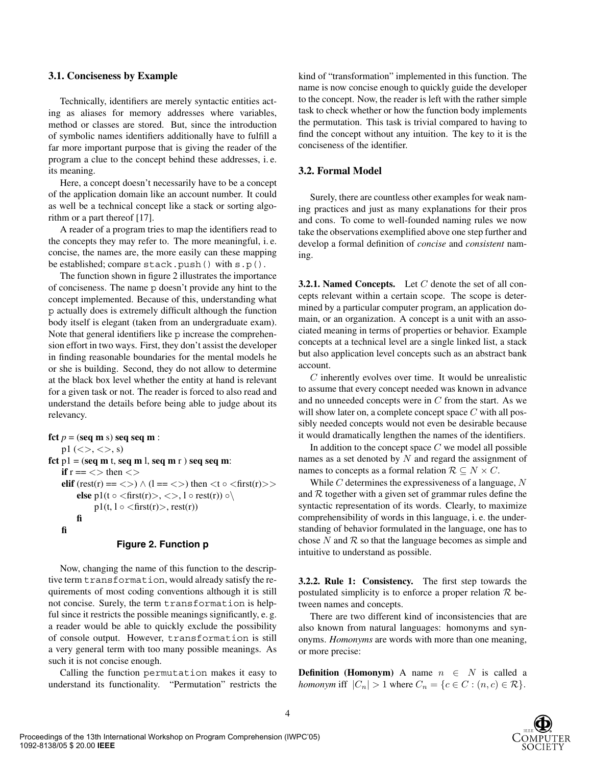### 3.1. Conciseness by Example

Technically, identifiers are merely syntactic entities acting as aliases for memory addresses where variables, method or classes are stored. But, since the introduction of symbolic names identifiers additionally have to fulfill a far more important purpose that is giving the reader of the program a clue to the concept behind these addresses, i. e. its meaning.

Here, a concept doesn't necessarily have to be a concept of the application domain like an account number. It could as well be a technical concept like a stack or sorting algorithm or a part thereof [17].

A reader of a program tries to map the identifiers read to the concepts they may refer to. The more meaningful, i. e. concise, the names are, the more easily can these mapping be established; compare `stack.push()` with `s.p()`.

The function shown in figure 2 illustrates the importance of conciseness. The name `p` doesn't provide any hint to the concept implemented. Because of this, understanding what `p` actually does is extremely difficult although the function body itself is elegant (taken from an undergraduate exam). Note that general identifiers like `p` increase the comprehension effort in two ways. First, they don't assist the developer in finding reasonable boundaries for the mental models he or she is building. Second, they do not allow to determine at the black box level whether the entity at hand is relevant for a given task or not. The reader is forced to also read and understand the details before being able to judge about its relevancy.

```
fct p = (seq m s) seq seq m :
    p1 (<>, <>, s)
fct p1 = (seq m t, seq m l, seq m r ) seq seq m:
    if r == <> then <>
    elif (rest(r) == <>) ∧ (l == <>) then <t ∘ <first(r)>>
        else p1(t ∘ <first(r)>, <>, l ∘ rest(r)) ∘\
            p1(t, l ∘ <first(r)>, rest(r))
        fi
    fi
```

**Figure 2. Function p**

Now, changing the name of this function to the descriptive term `transformation`, would already satisfy the requirements of most coding conventions although it is still not concise. Surely, the term `transformation` is helpful since it restricts the possible meanings significantly, e. g. a reader would be able to quickly exclude the possibility of console output. However, `transformation` is still a very general term with too many possible meanings. As such it is not concise enough.

Calling the function `permutation` makes it easy to understand its functionality. "Permutation" restricts the kind of "transformation" implemented in this function. The name is now concise enough to quickly guide the developer to the concept. Now, the reader is left with the rather simple task to check whether or how the function body implements the permutation. This task is trivial compared to having to find the concept without any intuition. The key to it is the conciseness of the identifier.

### 3.2. Formal Model

Surely, there are countless other examples for weak naming practices and just as many explanations for their pros and cons. To come to well-founded naming rules we now take the observations exemplified above one step further and develop a formal definition of *concise* and *consistent* naming.

**3.2.1. Named Concepts.** Let $C$ denote the set of all concepts relevant within a certain scope. The scope is determined by a particular computer program, an application domain, or an organization. A concept is a unit with an associated meaning in terms of properties or behavior. Example concepts at a technical level are a single linked list, a stack but also application level concepts such as an abstract bank account.

$C$ inherently evolves over time. It would be unrealistic to assume that every concept needed was known in advance and no unneeded concepts were in $C$ from the start. As we will show later on, a complete concept space $C$ with all possibly needed concepts would not even be desirable because it would dramatically lengthen the names of the identifiers.

In addition to the concept space $C$ we model all possible names as a set denoted by $N$ and regard the assignment of names to concepts as a formal relation $\mathcal{R} \subseteq N \times C$.

While $C$ determines the expressiveness of a language, $N$ and $\mathcal{R}$ together with a given set of grammar rules define the syntactic representation of its words. Clearly, to maximize comprehensibility of words in this language, i. e. the understanding of behavior formulated in the language, one has to chose $N$ and $\mathcal{R}$ so that the language becomes as simple and intuitive to understand as possible.

**3.2.2. Rule 1: Consistency.** The first step towards the postulated simplicity is to enforce a proper relation $\mathcal{R}$ between names and concepts.

There are two different kind of inconsistencies that are also known from natural languages: homonyms and synonyms. *Homonyms* are words with more than one meaning, or more precise:

**Definition (Homonym)** A name $n \in N$ is called a *homonym* iff $|C_n| > 1$ where $C_n = \{c \in C : (n, c) \in \mathcal{R}\}$.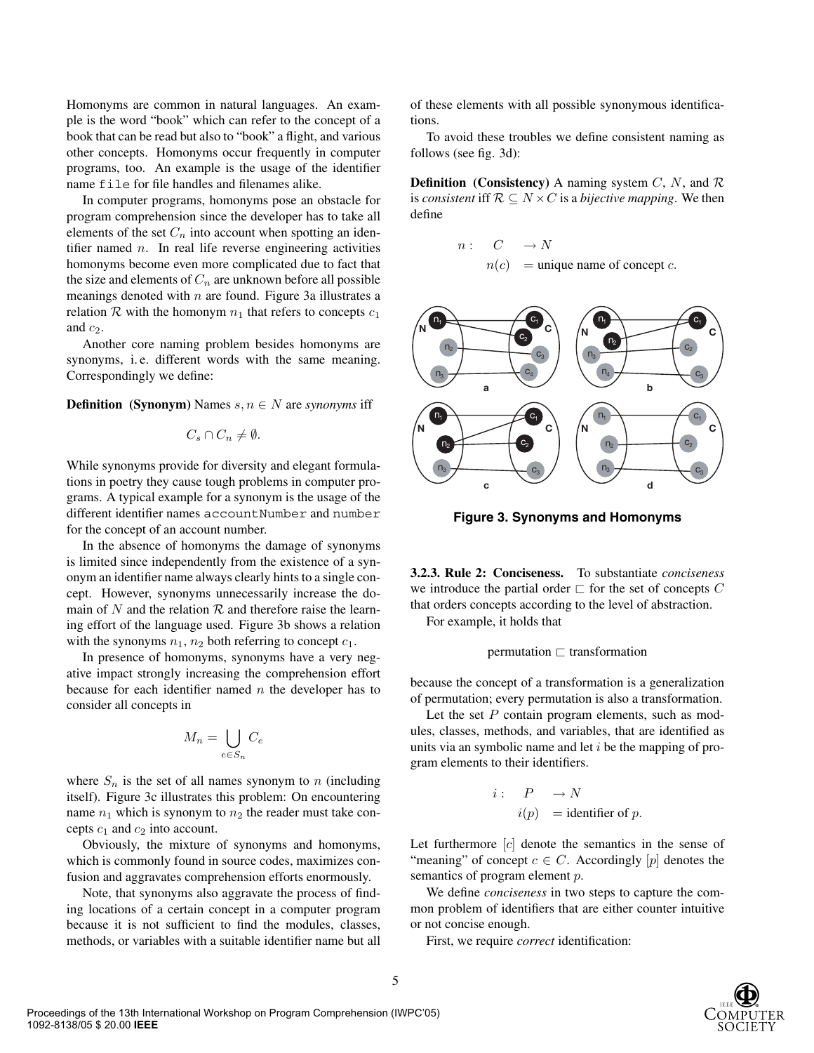Homonyms are common in natural languages. An example is the word "book" which can refer to the concept of a book that can be read but also to "book" a flight, and various other concepts. Homonyms occur frequently in computer programs, too. An example is the usage of the identifier name `file` for file handles and filenames alike.

In computer programs, homonyms pose an obstacle for program comprehension since the developer has to take all elements of the set $C_n$ into account when spotting an identifier named $n$. In real life reverse engineering activities homonyms become even more complicated due to fact that the size and elements of $C_n$ are unknown before all possible meanings denoted with $n$ are found. Figure 3a illustrates a relation $\mathcal{R}$ with the homonym $n_1$ that refers to concepts $c_1$ and $c_2$.

Another core naming problem besides homonyms are synonyms, i. e. different words with the same meaning. Correspondingly we define:

**Definition (Synonym)** Names $s, n \in N$ are *synonyms* iff

$$C_s \cap C_n \neq \emptyset.$$

While synonyms provide for diversity and elegant formulations in poetry they cause tough problems in computer programs. A typical example for a synonym is the usage of the different identifier names `accountNumber` and `number` for the concept of an account number.

In the absence of homonyms the damage of synonyms is limited since independently from the existence of a synonym an identifier name always clearly hints to a single concept. However, synonyms unnecessarily increase the domain of $N$ and the relation $\mathcal{R}$ and therefore raise the learning effort of the language used. Figure 3b shows a relation with the synonyms $n_1$, $n_2$ both referring to concept $c_1$.

In presence of homonyms, synonyms have a very negative impact strongly increasing the comprehension effort because for each identifier named $n$ the developer has to consider all concepts in

$$M_n = \bigcup_{e \in S_n} C_e$$

where $S_n$ is the set of all names synonym to $n$ (including itself). Figure 3c illustrates this problem: On encountering name $n_1$ which is synonym to $n_2$ the reader must take concepts $c_1$ and $c_2$ into account.

Obviously, the mixture of synonyms and homonyms, which is commonly found in source codes, maximizes confusion and aggravates comprehension efforts enormously.

Note, that synonyms also aggravate the process of finding locations of a certain concept in a computer program because it is not sufficient to find the modules, classes, methods, or variables with a suitable identifier name but all of these elements with all possible synonymous identifications.

To avoid these troubles we define consistent naming as follows (see fig. 3d):

**Definition (Consistency)** A naming system $C$, $N$, and $\mathcal{R}$ is *consistent* iff $\mathcal{R} \subseteq N \times C$ is a *bijective mapping*. We then define

$$\begin{aligned} n: \quad C &\rightarrow N \\ n(c) &= \text{unique name of concept } c. \end{aligned}$$

**Figure 3. Synonyms and Homonyms**

#### 3.2.3. Rule 2: Conciseness.

To substantiate *conciseness* we introduce the partial order $\sqsubset$ for the set of concepts $C$ that orders concepts according to the level of abstraction.

For example, it holds that

$$\text{permutation} \sqsubset \text{transformation}$$

because the concept of a transformation is a generalization of permutation; every permutation is also a transformation.

Let the set $P$ contain program elements, such as modules, classes, methods, and variables, that are identified as units via an symbolic name and let $i$ be the mapping of program elements to their identifiers.

$$\begin{aligned} i: \quad P &\rightarrow N \\ i(p) &= \text{identifier of } p. \end{aligned}$$

Let furthermore $[c]$ denote the semantics in the sense of "meaning" of concept $c \in C$. Accordingly $[p]$ denotes the semantics of program element $p$.

We define *conciseness* in two steps to capture the common problem of identifiers that are either counter intuitive or not concise enough.

First, we require *correct* identification: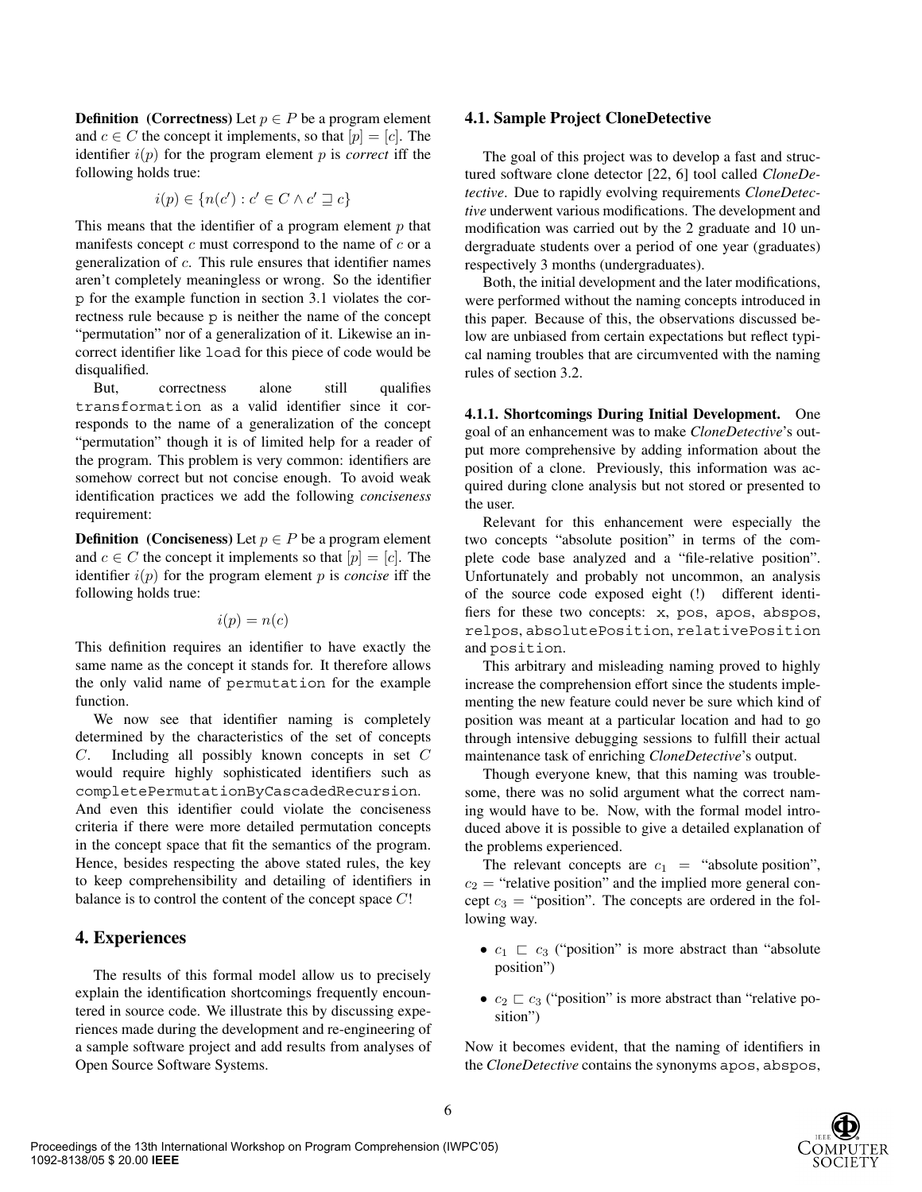**Definition (Correctness)** Let $p \in P$ be a program element and $c \in C$ the concept it implements, so that $[p] = [c]$. The identifier $i(p)$ for the program element $p$ is *correct* iff the following holds true:

$$i(p) \in \{n(c') : c' \in C \wedge c' \sqsupseteq c\}$$

This means that the identifier of a program element $p$ that manifests concept $c$ must correspond to the name of $c$ or a generalization of $c$. This rule ensures that identifier names aren't completely meaningless or wrong. So the identifier `p` for the example function in section 3.1 violates the correctness rule because `p` is neither the name of the concept "permutation" nor of a generalization of it. Likewise an incorrect identifier like `load` for this piece of code would be disqualified.

But, correctness alone still qualifies `transformation` as a valid identifier since it corresponds to the name of a generalization of the concept "permutation" though it is of limited help for a reader of the program. This problem is very common: identifiers are somehow correct but not concise enough. To avoid weak identification practices we add the following *conciseness* requirement:

**Definition (Conciseness)** Let $p \in P$ be a program element and $c \in C$ the concept it implements so that $[p] = [c]$. The identifier $i(p)$ for the program element $p$ is *concise* iff the following holds true:

$$i(p) = n(c)$$

This definition requires an identifier to have exactly the same name as the concept it stands for. It therefore allows the only valid name of `permutation` for the example function.

We now see that identifier naming is completely determined by the characteristics of the set of concepts $C$. Including all possibly known concepts in set $C$ would require highly sophisticated identifiers such as `completePermutationByCascadedRecursion`. And even this identifier could violate the conciseness criteria if there were more detailed permutation concepts in the concept space that fit the semantics of the program. Hence, besides respecting the above stated rules, the key to keep comprehensibility and detailing of identifiers in balance is to control the content of the concept space $C$!

## 4. Experiences

The results of this formal model allow us to precisely explain the identification shortcomings frequently encountered in source code. We illustrate this by discussing experiences made during the development and re-engineering of a sample software project and add results from analyses of Open Source Software Systems.

### 4.1. Sample Project CloneDetective

The goal of this project was to develop a fast and structured software clone detector [22, 6] tool called *CloneDetective*. Due to rapidly evolving requirements *CloneDetective* underwent various modifications. The development and modification was carried out by the 2 graduate and 10 undergraduate students over a period of one year (graduates) respectively 3 months (undergraduates).

Both, the initial development and the later modifications, were performed without the naming concepts introduced in this paper. Because of this, the observations discussed below are unbiased from certain expectations but reflect typical naming troubles that are circumvented with the naming rules of section 3.2.

**4.1.1. Shortcomings During Initial Development.** One goal of an enhancement was to make *CloneDetective*'s output more comprehensive by adding information about the position of a clone. Previously, this information was acquired during clone analysis but not stored or presented to the user.

Relevant for this enhancement were especially the two concepts "absolute position" in terms of the complete code base analyzed and a "file-relative position". Unfortunately and probably not uncommon, an analysis of the source code exposed eight (!) different identifiers for these two concepts: `x`, `pos`, `apos`, `abspos`, `relpos`, `absolutePosition`, `relativePosition` and `position`.

This arbitrary and misleading naming proved to highly increase the comprehension effort since the students implementing the new feature could never be sure which kind of position was meant at a particular location and had to go through intensive debugging sessions to fulfill their actual maintenance task of enriching *CloneDetective*'s output.

Though everyone knew, that this naming was troublesome, there was no solid argument what the correct naming would have to be. Now, with the formal model introduced above it is possible to give a detailed explanation of the problems experienced.

The relevant concepts are $c_1$ = "absolute position", $c_2$ = "relative position" and the implied more general concept $c_3$ = "position". The concepts are ordered in the following way.

- $c_1 \sqsubset c_3$ ("position" is more abstract than "absolute position")
- $c_2 \sqsubset c_3$ ("position" is more abstract than "relative position")

Now it becomes evident, that the naming of identifiers in the *CloneDetective* contains the synonyms `apos`, `abspos`,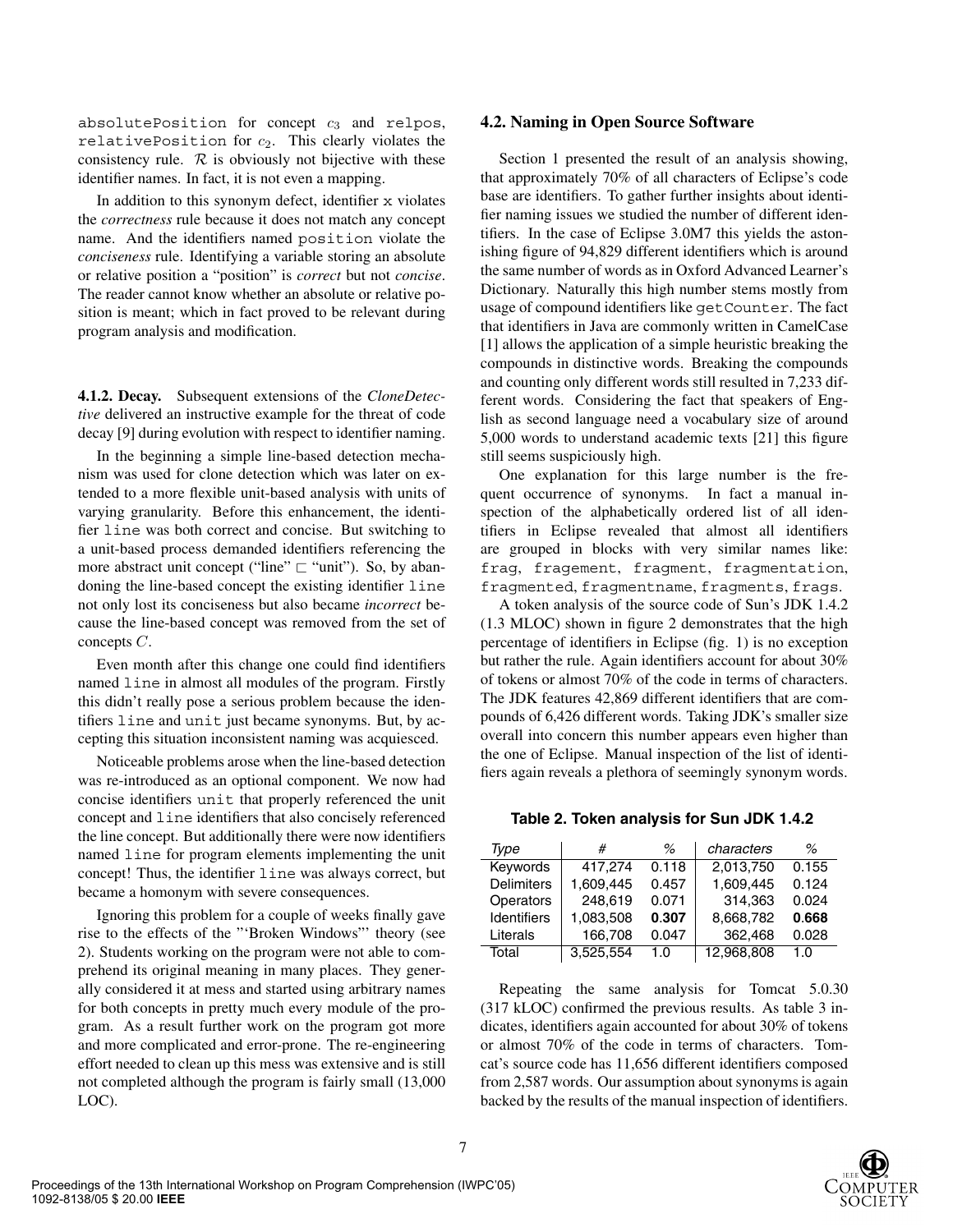absolutePosition for concept $c_3$ and relpos, relativePosition for $c_2$. This clearly violates the consistency rule. $\mathcal{R}$ is obviously not bijective with these identifier names. In fact, it is not even a mapping.

In addition to this synonym defect, identifier x violates the *correctness* rule because it does not match any concept name. And the identifiers named position violate the *conciseness* rule. Identifying a variable storing an absolute or relative position a "position" is *correct* but not *concise*. The reader cannot know whether an absolute or relative position is meant; which in fact proved to be relevant during program analysis and modification.

**4.1.2. Decay.** Subsequent extensions of the *CloneDetective* delivered an instructive example for the threat of code decay [9] during evolution with respect to identifier naming.

In the beginning a simple line-based detection mechanism was used for clone detection which was later on extended to a more flexible unit-based analysis with units of varying granularity. Before this enhancement, the identifier line was both correct and concise. But switching to a unit-based process demanded identifiers referencing the more abstract unit concept ("line" $\sqsubset$ "unit"). So, by abandoning the line-based concept the existing identifier line not only lost its conciseness but also became *incorrect* because the line-based concept was removed from the set of concepts $C$.

Even month after this change one could find identifiers named line in almost all modules of the program. Firstly this didn't really pose a serious problem because the identifiers line and unit just became synonyms. But, by accepting this situation inconsistent naming was acquiesced.

Noticeable problems arose when the line-based detection was re-introduced as an optional component. We now had concise identifiers unit that properly referenced the unit concept and line identifiers that also concisely referenced the line concept. But additionally there were now identifiers named line for program elements implementing the unit concept! Thus, the identifier line was always correct, but became a homonym with severe consequences.

Ignoring this problem for a couple of weeks finally gave rise to the effects of the "'Broken Windows"' theory (see 2). Students working on the program were not able to comprehend its original meaning in many places. They generally considered it at mess and started using arbitrary names for both concepts in pretty much every module of the program. As a result further work on the program got more and more complicated and error-prone. The re-engineering effort needed to clean up this mess was extensive and is still not completed although the program is fairly small (13,000 LOC).

### 4.2. Naming in Open Source Software

Section 1 presented the result of an analysis showing, that approximately 70% of all characters of Eclipse's code base are identifiers. To gather further insights about identifier naming issues we studied the number of different identifiers. In the case of Eclipse 3.0M7 this yields the astonishing figure of 94,829 different identifiers which is around the same number of words as in Oxford Advanced Learner's Dictionary. Naturally this high number stems mostly from usage of compound identifiers like getCounter. The fact that identifiers in Java are commonly written in CamelCase [1] allows the application of a simple heuristic breaking the compounds in distinctive words. Breaking the compounds and counting only different words still resulted in 7,233 different words. Considering the fact that speakers of English as second language need a vocabulary size of around 5,000 words to understand academic texts [21] this figure still seems suspiciously high.

One explanation for this large number is the frequent occurrence of synonyms. In fact a manual inspection of the alphabetically ordered list of all identifiers in Eclipse revealed that almost all identifiers are grouped in blocks with very similar names like: frag, fragement, fragment, fragmentation, fragmented, fragmentname, fragments, frags.

A token analysis of the source code of Sun's JDK 1.4.2 (1.3 MLOC) shown in figure 2 demonstrates that the high percentage of identifiers in Eclipse (fig. 1) is no exception but rather the rule. Again identifiers account for about 30% of tokens or almost 70% of the code in terms of characters. The JDK features 42,869 different identifiers that are compounds of 6,426 different words. Taking JDK's smaller size overall into concern this number appears even higher than the one of Eclipse. Manual inspection of the list of identifiers again reveals a plethora of seemingly synonym words.

**Table 2. Token analysis for Sun JDK 1.4.2**

| *Type* | *#* | *%* | *characters* | *%* |
|---|---|---|---|---|
| Keywords | 417,274 | 0.118 | 2,013,750 | 0.155 |
| Delimiters | 1,609,445 | 0.457 | 1,609,445 | 0.124 |
| Operators | 248,619 | 0.071 | 314,363 | 0.024 |
| Identifiers | 1,083,508 | **0.307** | 8,668,782 | **0.668** |
| Literals | 166,708 | 0.047 | 362,468 | 0.028 |
| Total | 3,525,554 | 1.0 | 12,968,808 | 1.0 |

Repeating the same analysis for Tomcat 5.0.30 (317 kLOC) confirmed the previous results. As table 3 indicates, identifiers again accounted for about 30% of tokens or almost 70% of the code in terms of characters. Tomcat's source code has 11,656 different identifiers composed from 2,587 words. Our assumption about synonyms is again backed by the results of the manual inspection of identifiers.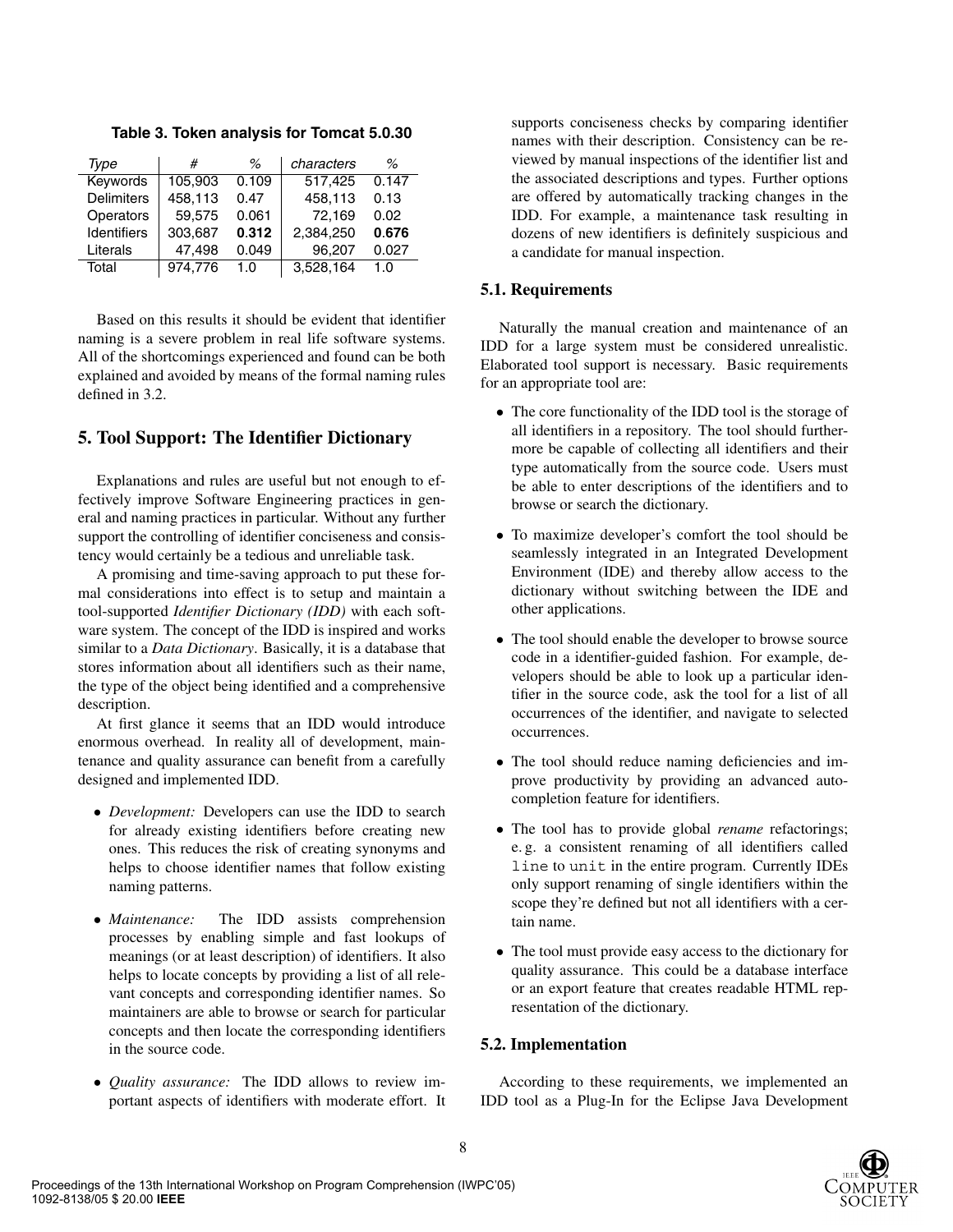**Table 3. Token analysis for Tomcat 5.0.30**

| *Type* | *#* | *%* | *characters* | *%* |
|---|---|---|---|---|
| Keywords | 105,903 | 0.109 | 517,425 | 0.147 |
| Delimiters | 458,113 | 0.47 | 458,113 | 0.13 |
| Operators | 59,575 | 0.061 | 72,169 | 0.02 |
| Identifiers | 303,687 | **0.312** | 2,384,250 | **0.676** |
| Literals | 47,498 | 0.049 | 96,207 | 0.027 |
| Total | 974,776 | 1.0 | 3,528,164 | 1.0 |

Based on this results it should be evident that identifier naming is a severe problem in real life software systems. All of the shortcomings experienced and found can be both explained and avoided by means of the formal naming rules defined in 3.2.

## 5. Tool Support: The Identifier Dictionary

Explanations and rules are useful but not enough to effectively improve Software Engineering practices in general and naming practices in particular. Without any further support the controlling of identifier conciseness and consistency would certainly be a tedious and unreliable task.

A promising and time-saving approach to put these formal considerations into effect is to setup and maintain a tool-supported *Identifier Dictionary (IDD)* with each software system. The concept of the IDD is inspired and works similar to a *Data Dictionary*. Basically, it is a database that stores information about all identifiers such as their name, the type of the object being identified and a comprehensive description.

At first glance it seems that an IDD would introduce enormous overhead. In reality all of development, maintenance and quality assurance can benefit from a carefully designed and implemented IDD.

- *Development:* Developers can use the IDD to search for already existing identifiers before creating new ones. This reduces the risk of creating synonyms and helps to choose identifier names that follow existing naming patterns.
- *Maintenance:* The IDD assists comprehension processes by enabling simple and fast lookups of meanings (or at least description) of identifiers. It also helps to locate concepts by providing a list of all relevant concepts and corresponding identifier names. So maintainers are able to browse or search for particular concepts and then locate the corresponding identifiers in the source code.
- *Quality assurance:* The IDD allows to review important aspects of identifiers with moderate effort. It supports conciseness checks by comparing identifier names with their description. Consistency can be reviewed by manual inspections of the identifier list and the associated descriptions and types. Further options are offered by automatically tracking changes in the IDD. For example, a maintenance task resulting in dozens of new identifiers is definitely suspicious and a candidate for manual inspection.

### 5.1. Requirements

Naturally the manual creation and maintenance of an IDD for a large system must be considered unrealistic. Elaborated tool support is necessary. Basic requirements for an appropriate tool are:

- The core functionality of the IDD tool is the storage of all identifiers in a repository. The tool should furthermore be capable of collecting all identifiers and their type automatically from the source code. Users must be able to enter descriptions of the identifiers and to browse or search the dictionary.
- To maximize developer's comfort the tool should be seamlessly integrated in an Integrated Development Environment (IDE) and thereby allow access to the dictionary without switching between the IDE and other applications.
- The tool should enable the developer to browse source code in a identifier-guided fashion. For example, developers should be able to look up a particular identifier in the source code, ask the tool for a list of all occurrences of the identifier, and navigate to selected occurrences.
- The tool should reduce naming deficiencies and improve productivity by providing an advanced autocompletion feature for identifiers.
- The tool has to provide global *rename* refactorings; e. g. a consistent renaming of all identifiers called `line` to `unit` in the entire program. Currently IDEs only support renaming of single identifiers within the scope they're defined but not all identifiers with a certain name.
- The tool must provide easy access to the dictionary for quality assurance. This could be a database interface or an export feature that creates readable HTML representation of the dictionary.

### 5.2. Implementation

According to these requirements, we implemented an IDD tool as a Plug-In for the Eclipse Java Development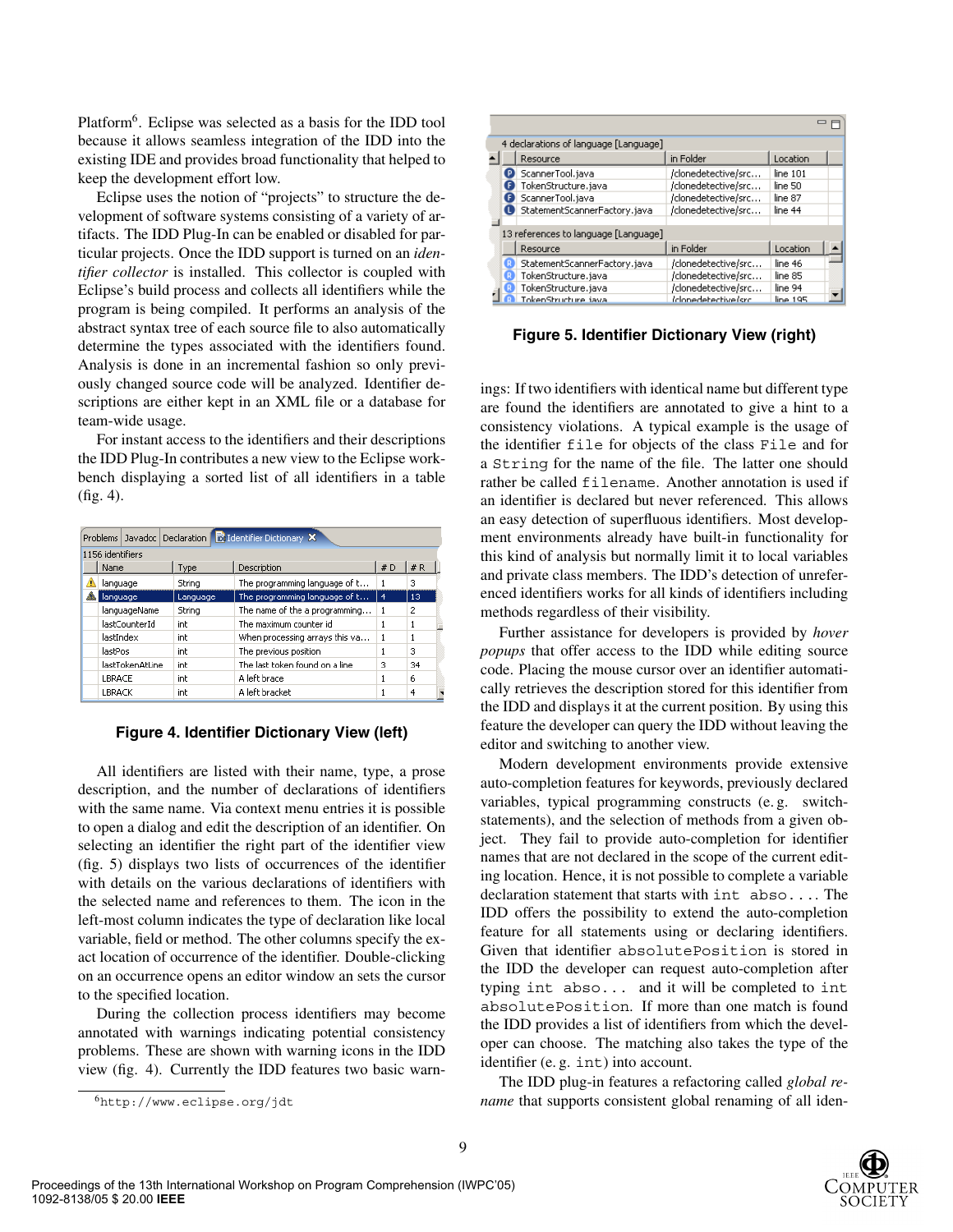Platform[6]. Eclipse was selected as a basis for the IDD tool because it allows seamless integration of the IDD into the existing IDE and provides broad functionality that helped to keep the development effort low.

Eclipse uses the notion of "projects" to structure the development of software systems consisting of a variety of artifacts. The IDD Plug-In can be enabled or disabled for particular projects. Once the IDD support is turned on an *identifier collector* is installed. This collector is coupled with Eclipse's build process and collects all identifiers while the program is being compiled. It performs an analysis of the abstract syntax tree of each source file to also automatically determine the types associated with the identifiers found. Analysis is done in an incremental fashion so only previously changed source code will be analyzed. Identifier descriptions are either kept in an XML file or a database for team-wide usage.

For instant access to the identifiers and their descriptions the IDD Plug-In contributes a new view to the Eclipse workbench displaying a sorted list of all identifiers in a table (fig. 4).

**Figure 4. Identifier Dictionary View (left)**

All identifiers are listed with their name, type, a prose description, and the number of declarations of identifiers with the same name. Via context menu entries it is possible to open a dialog and edit the description of an identifier. On selecting an identifier the right part of the identifier view (fig. 5) displays two lists of occurrences of the identifier with details on the various declarations of identifiers with the selected name and references to them. The icon in the left-most column indicates the type of declaration like local variable, field or method. The other columns specify the exact location of occurrence of the identifier. Double-clicking on an occurrence opens an editor window an sets the cursor to the specified location.

During the collection process identifiers may become annotated with warnings indicating potential consistency problems. These are shown with warning icons in the IDD view (fig. 4). Currently the IDD features two basic warnings: If two identifiers with identical name but different type are found the identifiers are annotated to give a hint to a consistency violations. A typical example is the usage of the identifier `file` for objects of the class `File` and for a `String` for the name of the file. The latter one should rather be called `filename`. Another annotation is used if an identifier is declared but never referenced. This allows an easy detection of superfluous identifiers. Most development environments already have built-in functionality for this kind of analysis but normally limit it to local variables and private class members. The IDD's detection of unreferenced identifiers works for all kinds of identifiers including methods regardless of their visibility.

**Figure 5. Identifier Dictionary View (right)**

Further assistance for developers is provided by *hover popups* that offer access to the IDD while editing source code. Placing the mouse cursor over an identifier automatically retrieves the description stored for this identifier from the IDD and displays it at the current position. By using this feature the developer can query the IDD without leaving the editor and switching to another view.

Modern development environments provide extensive auto-completion features for keywords, previously declared variables, typical programming constructs (e. g. switch-statements), and the selection of methods from a given object. They fail to provide auto-completion for identifier names that are not declared in the scope of the current editing location. Hence, it is not possible to complete a variable declaration statement that starts with `int abso...`. The IDD offers the possibility to extend the auto-completion feature for all statements using or declaring identifiers. Given that identifier `absolutePosition` is stored in the IDD the developer can request auto-completion after typing `int abso...` and it will be completed to `int absolutePosition`. If more than one match is found the IDD provides a list of identifiers from which the developer can choose. The matching also takes the type of the identifier (e. g. `int`) into account.

The IDD plug-in features a refactoring called *global rename* that supports consistent global renaming of all iden-

[6] http://www.eclipse.org/jdt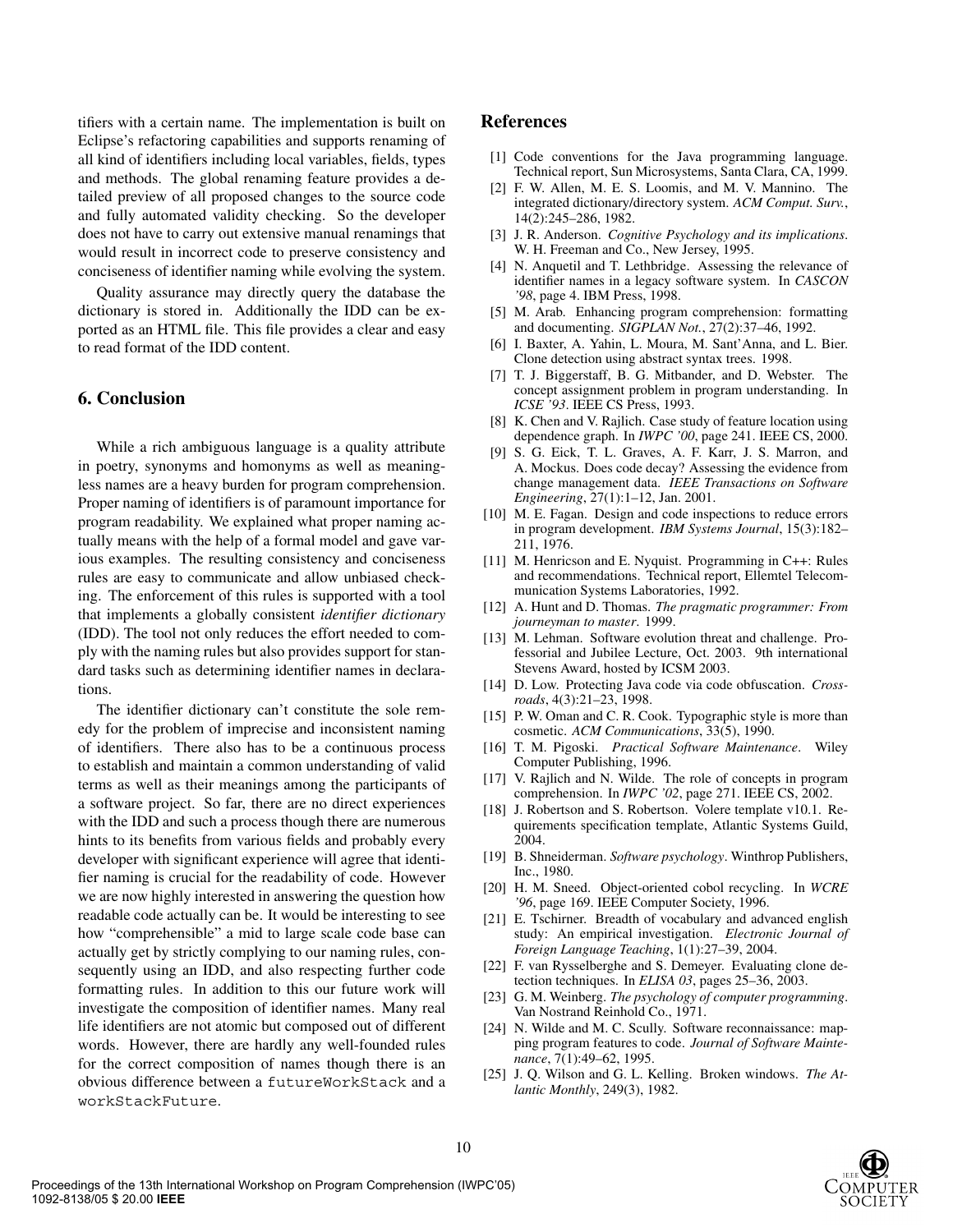tifiers with a certain name. The implementation is built on Eclipse's refactoring capabilities and supports renaming of all kind of identifiers including local variables, fields, types and methods. The global renaming feature provides a detailed preview of all proposed changes to the source code and fully automated validity checking. So the developer does not have to carry out extensive manual renamings that would result in incorrect code to preserve consistency and conciseness of identifier naming while evolving the system.

Quality assurance may directly query the database the dictionary is stored in. Additionally the IDD can be exported as an HTML file. This file provides a clear and easy to read format of the IDD content.

## 6. Conclusion

While a rich ambiguous language is a quality attribute in poetry, synonyms and homonyms as well as meaningless names are a heavy burden for program comprehension. Proper naming of identifiers is of paramount importance for program readability. We explained what proper naming actually means with the help of a formal model and gave various examples. The resulting consistency and conciseness rules are easy to communicate and allow unbiased checking. The enforcement of this rules is supported with a tool that implements a globally consistent *identifier dictionary* (IDD). The tool not only reduces the effort needed to comply with the naming rules but also provides support for standard tasks such as determining identifier names in declarations.

The identifier dictionary can't constitute the sole remedy for the problem of imprecise and inconsistent naming of identifiers. There also has to be a continuous process to establish and maintain a common understanding of valid terms as well as their meanings among the participants of a software project. So far, there are no direct experiences with the IDD and such a process though there are numerous hints to its benefits from various fields and probably every developer with significant experience will agree that identifier naming is crucial for the readability of code. However we are now highly interested in answering the question how readable code actually can be. It would be interesting to see how "comprehensible" a mid to large scale code base can actually get by strictly complying to our naming rules, consequently using an IDD, and also respecting further code formatting rules. In addition to this our future work will investigate the composition of identifier names. Many real life identifiers are not atomic but composed out of different words. However, there are hardly any well-founded rules for the correct composition of names though there is an obvious difference between a `futureWorkStack` and a `workStackFuture`.

## References

[1] Code conventions for the Java programming language. Technical report, Sun Microsystems, Santa Clara, CA, 1999.

[2] F. W. Allen, M. E. S. Loomis, and M. V. Mannino. The integrated dictionary/directory system. *ACM Comput. Surv.*, 14(2):245–286, 1982.

[3] J. R. Anderson. *Cognitive Psychology and its implications*. W. H. Freeman and Co., New Jersey, 1995.

[4] N. Anquetil and T. Lethbridge. Assessing the relevance of identifier names in a legacy software system. In *CASCON '98*, page 4. IBM Press, 1998.

[5] M. Arab. Enhancing program comprehension: formatting and documenting. *SIGPLAN Not.*, 27(2):37–46, 1992.

[6] I. Baxter, A. Yahin, L. Moura, M. Sant'Anna, and L. Bier. Clone detection using abstract syntax trees. 1998.

[7] T. J. Biggerstaff, B. G. Mitbander, and D. Webster. The concept assignment problem in program understanding. In *ICSE '93*. IEEE CS Press, 1993.

[8] K. Chen and V. Rajlich. Case study of feature location using dependence graph. In *IWPC '00*, page 241. IEEE CS, 2000.

[9] S. G. Eick, T. L. Graves, A. F. Karr, J. S. Marron, and A. Mockus. Does code decay? Assessing the evidence from change management data. *IEEE Transactions on Software Engineering*, 27(1):1–12, Jan. 2001.

[10] M. E. Fagan. Design and code inspections to reduce errors in program development. *IBM Systems Journal*, 15(3):182–211, 1976.

[11] M. Henricson and E. Nyquist. Programming in C++: Rules and recommendations. Technical report, Ellemtel Telecommunication Systems Laboratories, 1992.

[12] A. Hunt and D. Thomas. *The pragmatic programmer: From journeyman to master*. 1999.

[13] M. Lehman. Software evolution threat and challenge. Professorial and Jubilee Lecture, Oct. 2003. 9th international Stevens Award, hosted by ICSM 2003.

[14] D. Low. Protecting Java code via code obfuscation. *Crossroads*, 4(3):21–23, 1998.

[15] P. W. Oman and C. R. Cook. Typographic style is more than cosmetic. *ACM Communications*, 33(5), 1990.

[16] T. M. Pigoski. *Practical Software Maintenance*. Wiley Computer Publishing, 1996.

[17] V. Rajlich and N. Wilde. The role of concepts in program comprehension. In *IWPC '02*, page 271. IEEE CS, 2002.

[18] J. Robertson and S. Robertson. Volere template v10.1. Requirements specification template, Atlantic Systems Guild, 2004.

[19] B. Shneiderman. *Software psychology*. Winthrop Publishers, Inc., 1980.

[20] H. M. Sneed. Object-oriented cobol recycling. In *WCRE '96*, page 169. IEEE Computer Society, 1996.

[21] E. Tschirner. Breadth of vocabulary and advanced english study: An empirical investigation. *Electronic Journal of Foreign Language Teaching*, 1(1):27–39, 2004.

[22] F. van Rysselberghe and S. Demeyer. Evaluating clone detection techniques. In *ELISA 03*, pages 25–36, 2003.

[23] G. M. Weinberg. *The psychology of computer programming*. Van Nostrand Reinhold Co., 1971.

[24] N. Wilde and M. C. Scully. Software reconnaissance: mapping program features to code. *Journal of Software Maintenance*, 7(1):49–62, 1995.

[25] J. Q. Wilson and G. L. Kelling. Broken windows. *The Atlantic Monthly*, 249(3), 1982.